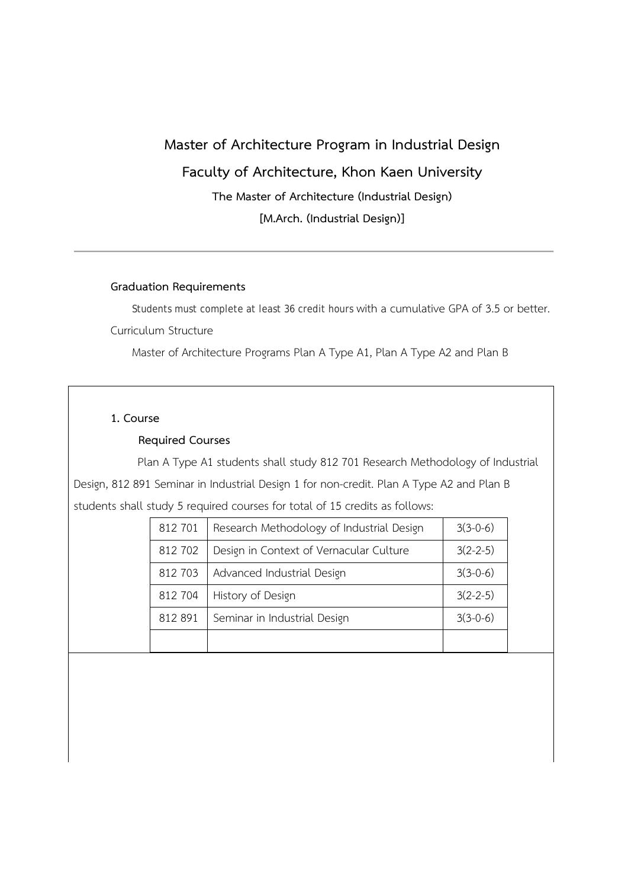# Master of Architecture Program in Industrial Design

## Faculty of Architecture, Khon Kaen University

### The Master of Architecture (Industrial Design)

### [M.Arch. (Industrial Design)]

---

**Graduation Requirements**

Students must complete at least 36 credit hours with a cumulative GPA of 3.5 or better.

Curriculum Structure

Master of Architecture Programs Plan A Type A1, Plan A Type A2 and Plan B

**1. Course**

**Required Courses**

Plan A Type A1 students shall study 812 701 Research Methodology of Industrial Design, 812 891 Seminar in Industrial Design 1 for non-credit. Plan A Type A2 and Plan B students shall study 5 required courses for total of 15 credits as follows:

| | | |
|---|---|---|
| 812 701 | Research Methodology of Industrial Design | 3(3-0-6) |
| 812 702 | Design in Context of Vernacular Culture | 3(2-2-5) |
| 812 703 | Advanced Industrial Design | 3(3-0-6) |
| 812 704 | History of Design | 3(2-2-5) |
| 812 891 | Seminar in Industrial Design | 3(3-0-6) |
| | | |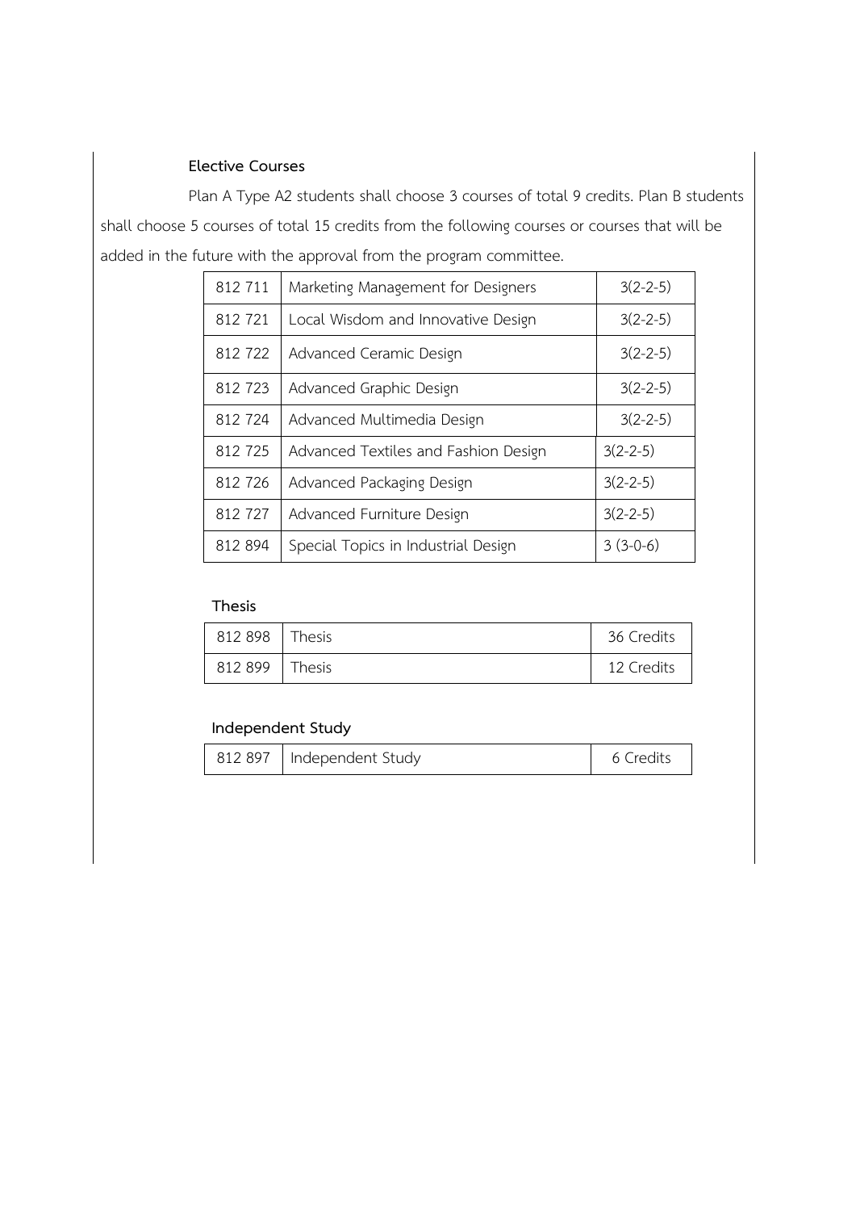**Elective Courses**

Plan A Type A2 students shall choose 3 courses of total 9 credits. Plan B students shall choose 5 courses of total 15 credits from the following courses or courses that will be added in the future with the approval from the program committee.

| | | |
|---|---|---|
| 812 711 | Marketing Management for Designers | 3(2-2-5) |
| 812 721 | Local Wisdom and Innovative Design | 3(2-2-5) |
| 812 722 | Advanced Ceramic Design | 3(2-2-5) |
| 812 723 | Advanced Graphic Design | 3(2-2-5) |
| 812 724 | Advanced Multimedia Design | 3(2-2-5) |
| 812 725 | Advanced Textiles and Fashion Design | 3(2-2-5) |
| 812 726 | Advanced Packaging Design | 3(2-2-5) |
| 812 727 | Advanced Furniture Design | 3(2-2-5) |
| 812 894 | Special Topics in Industrial Design | 3 (3-0-6) |

**Thesis**

| | | |
|---|---|---|
| 812 898 | Thesis | 36 Credits |
| 812 899 | Thesis | 12 Credits |

**Independent Study**

| | | |
|---|---|---|
| 812 897 | Independent Study | 6 Credits |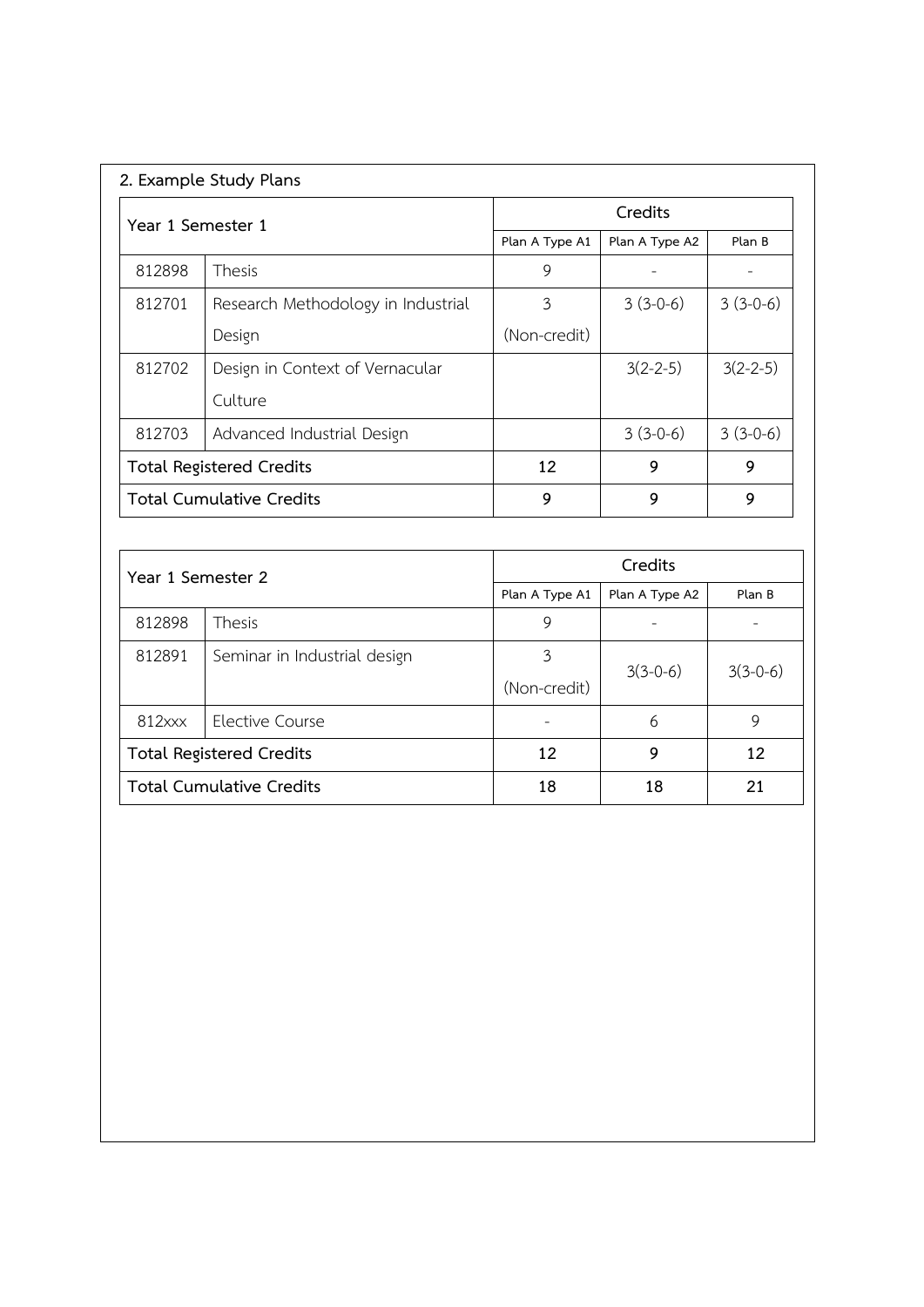**2. Example Study Plans**

| Year 1 Semester 1 | | Credits | | |
|---|---|---|---|---|
| | | Plan A Type A1 | Plan A Type A2 | Plan B |
| 812898 | Thesis | 9 | - | - |
| 812701 | Research Methodology in Industrial Design | 3 (Non-credit) | 3 (3-0-6) | 3 (3-0-6) |
| 812702 | Design in Context of Vernacular Culture | | 3(2-2-5) | 3(2-2-5) |
| 812703 | Advanced Industrial Design | | 3 (3-0-6) | 3 (3-0-6) |
| **Total Registered Credits** | | **12** | **9** | **9** |
| **Total Cumulative Credits** | | **9** | **9** | **9** |

| Year 1 Semester 2 | | Credits | | |
|---|---|---|---|---|
| | | Plan A Type A1 | Plan A Type A2 | Plan B |
| 812898 | Thesis | 9 | - | - |
| 812891 | Seminar in Industrial design | 3 (Non-credit) | 3(3-0-6) | 3(3-0-6) |
| 812xxx | Elective Course | - | 6 | 9 |
| **Total Registered Credits** | | **12** | **9** | **12** |
| **Total Cumulative Credits** | | **18** | **18** | **21** |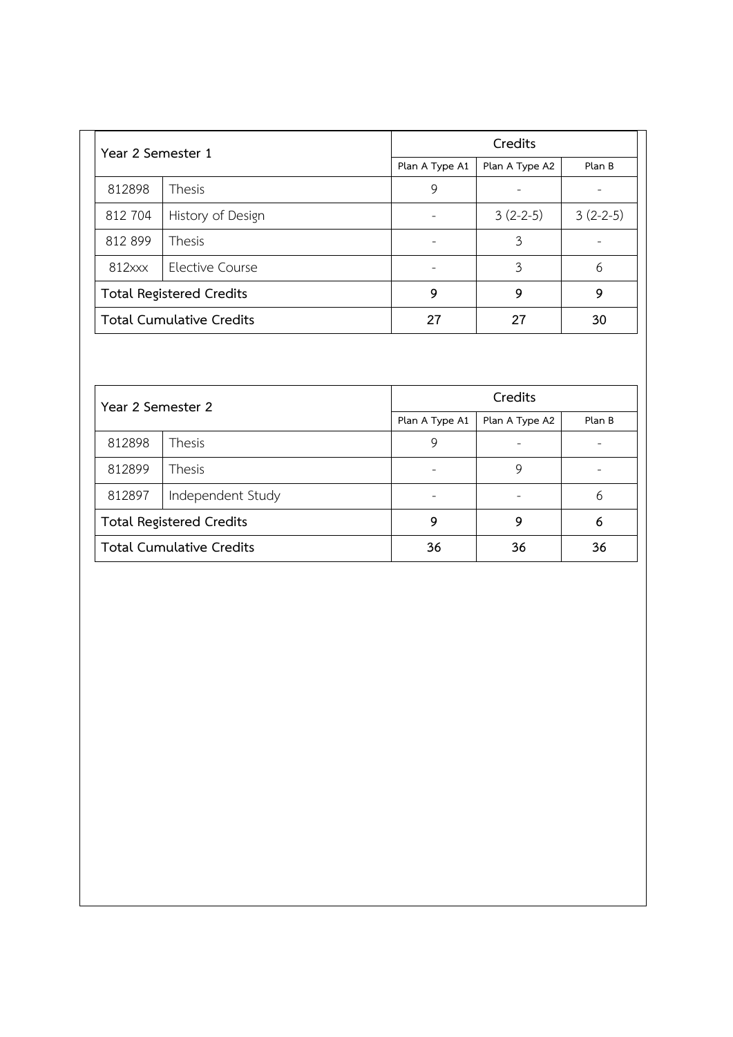| Year 2 Semester 1 | | Credits | | |
|---|---|---|---|---|
| | | Plan A Type A1 | Plan A Type A2 | Plan B |
| 812898 | Thesis | 9 | - | - |
| 812 704 | History of Design | - | 3 (2-2-5) | 3 (2-2-5) |
| 812 899 | Thesis | - | 3 | - |
| 812xxx | Elective Course | - | 3 | 6 |
| **Total Registered Credits** | | **9** | **9** | **9** |
| **Total Cumulative Credits** | | **27** | **27** | **30** |

| Year 2 Semester 2 | | Credits | | |
|---|---|---|---|---|
| | | Plan A Type A1 | Plan A Type A2 | Plan B |
| 812898 | Thesis | 9 | - | - |
| 812899 | Thesis | - | 9 | - |
| 812897 | Independent Study | - | - | 6 |
| **Total Registered Credits** | | **9** | **9** | **6** |
| **Total Cumulative Credits** | | **36** | **36** | **36** |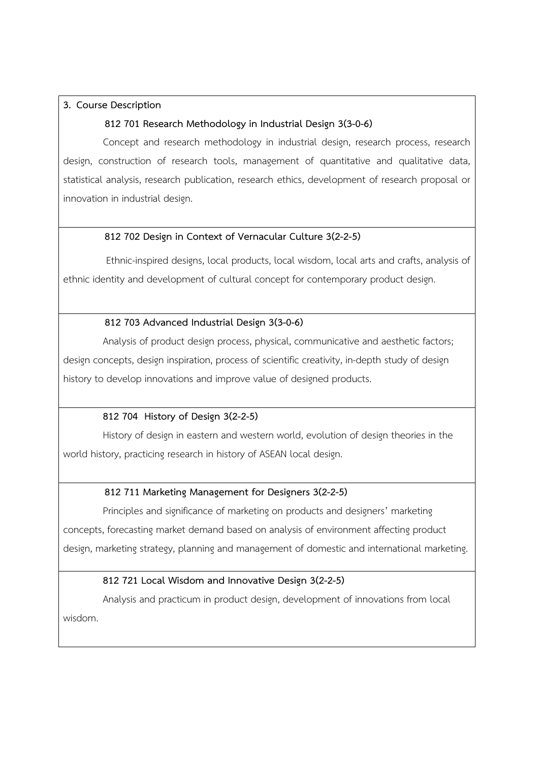**3. Course Description**

**812 701 Research Methodology in Industrial Design 3(3-0-6)**

Concept and research methodology in industrial design, research process, research design, construction of research tools, management of quantitative and qualitative data, statistical analysis, research publication, research ethics, development of research proposal or innovation in industrial design.

**812 702 Design in Context of Vernacular Culture 3(2-2-5)**

Ethnic-inspired designs, local products, local wisdom, local arts and crafts, analysis of ethnic identity and development of cultural concept for contemporary product design.

**812 703 Advanced Industrial Design 3(3-0-6)**

Analysis of product design process, physical, communicative and aesthetic factors; design concepts, design inspiration, process of scientific creativity, in-depth study of design history to develop innovations and improve value of designed products.

**812 704 History of Design 3(2-2-5)**

History of design in eastern and western world, evolution of design theories in the world history, practicing research in history of ASEAN local design.

**812 711 Marketing Management for Designers 3(2-2-5)**

Principles and significance of marketing on products and designers' marketing concepts, forecasting market demand based on analysis of environment affecting product design, marketing strategy, planning and management of domestic and international marketing.

**812 721 Local Wisdom and Innovative Design 3(2-2-5)**

Analysis and practicum in product design, development of innovations from local wisdom.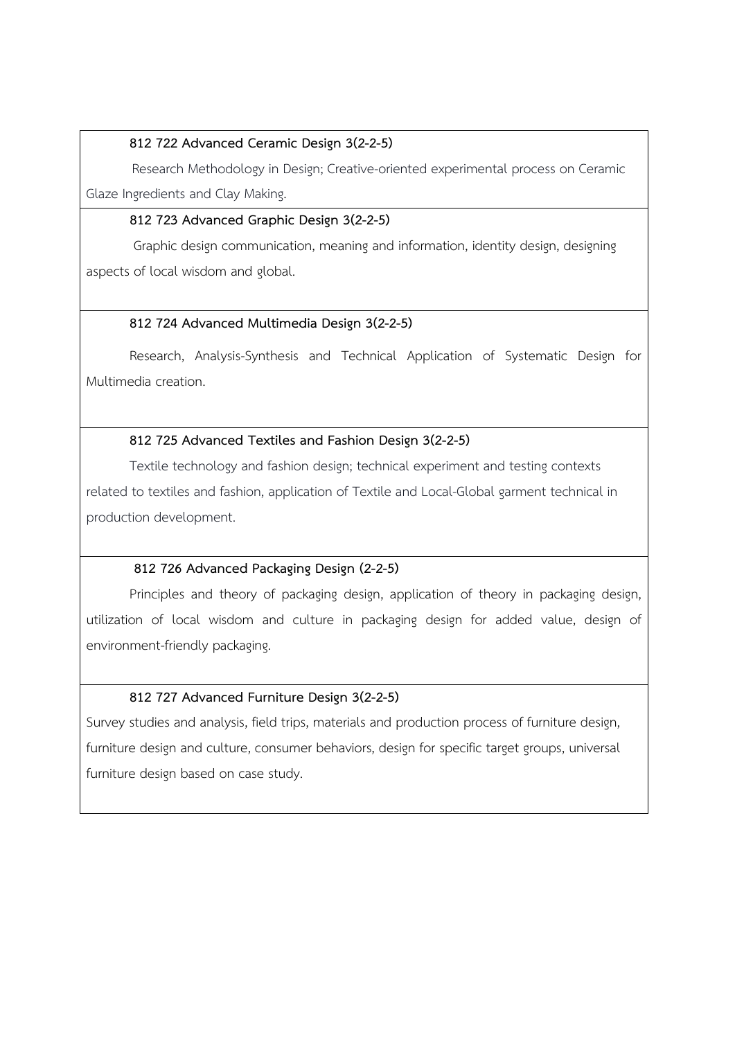**812 722 Advanced Ceramic Design 3(2-2-5)**

Research Methodology in Design; Creative-oriented experimental process on Ceramic Glaze Ingredients and Clay Making.

**812 723 Advanced Graphic Design 3(2-2-5)**

Graphic design communication, meaning and information, identity design, designing aspects of local wisdom and global.

**812 724 Advanced Multimedia Design 3(2-2-5)**

Research, Analysis-Synthesis and Technical Application of Systematic Design for Multimedia creation.

**812 725 Advanced Textiles and Fashion Design 3(2-2-5)**

Textile technology and fashion design; technical experiment and testing contexts related to textiles and fashion, application of Textile and Local-Global garment technical in production development.

**812 726 Advanced Packaging Design (2-2-5)**

Principles and theory of packaging design, application of theory in packaging design, utilization of local wisdom and culture in packaging design for added value, design of environment-friendly packaging.

**812 727 Advanced Furniture Design 3(2-2-5)**

Survey studies and analysis, field trips, materials and production process of furniture design, furniture design and culture, consumer behaviors, design for specific target groups, universal furniture design based on case study.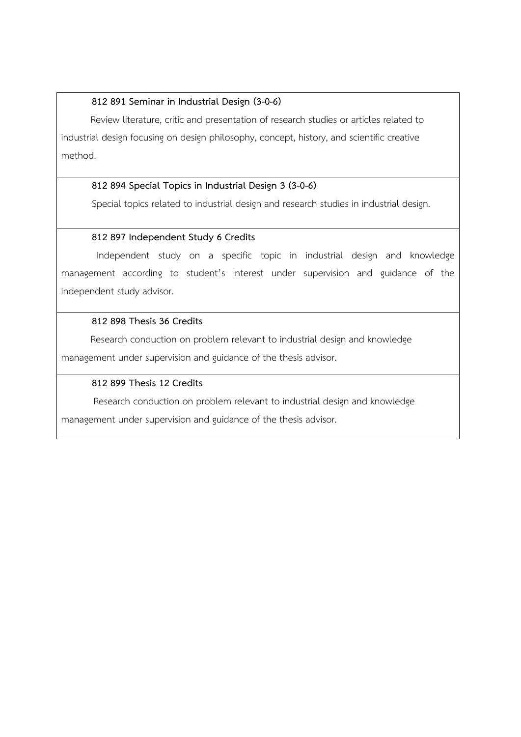**812 891 Seminar in Industrial Design (3-0-6)**

Review literature, critic and presentation of research studies or articles related to industrial design focusing on design philosophy, concept, history, and scientific creative method.

**812 894 Special Topics in Industrial Design 3 (3-0-6)**

Special topics related to industrial design and research studies in industrial design.

**812 897 Independent Study 6 Credits**

Independent study on a specific topic in industrial design and knowledge management according to student's interest under supervision and guidance of the independent study advisor.

**812 898 Thesis 36 Credits**

Research conduction on problem relevant to industrial design and knowledge management under supervision and guidance of the thesis advisor.

**812 899 Thesis 12 Credits**

Research conduction on problem relevant to industrial design and knowledge management under supervision and guidance of the thesis advisor.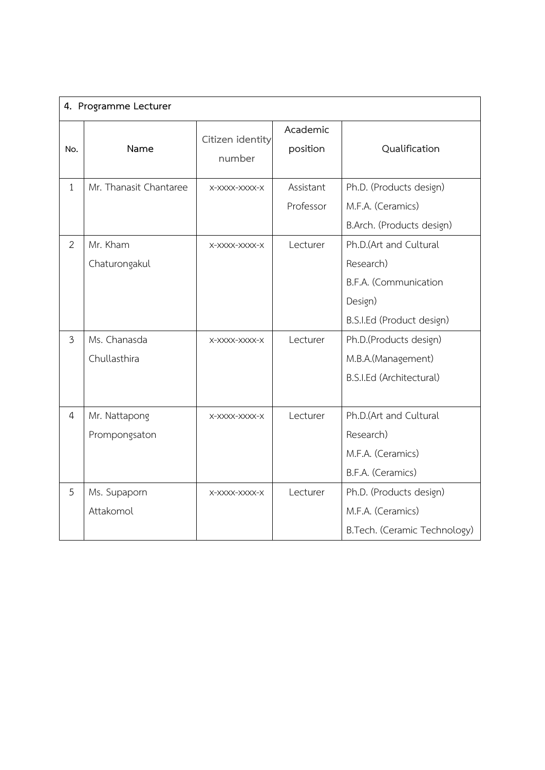| 4. Programme Lecturer | | | | |
|---|---|---|---|---|
| No. | Name | Citizen identity number | Academic position | Qualification |
| 1 | Mr. Thanasit Chantaree | x-xxxx-xxxx-x | Assistant Professor | Ph.D. (Products design)<br>M.F.A. (Ceramics)<br>B.Arch. (Products design) |
| 2 | Mr. Kham Chaturongakul | x-xxxx-xxxx-x | Lecturer | Ph.D.(Art and Cultural Research)<br>B.F.A. (Communication Design)<br>B.S.I.Ed (Product design) |
| 3 | Ms. Chanasda Chullasthira | x-xxxx-xxxx-x | Lecturer | Ph.D.(Products design)<br>M.B.A.(Management)<br>B.S.I.Ed (Architectural) |
| 4 | Mr. Nattapong Prompongsaton | x-xxxx-xxxx-x | Lecturer | Ph.D.(Art and Cultural Research)<br>M.F.A. (Ceramics)<br>B.F.A. (Ceramics) |
| 5 | Ms. Supaporn Attakomol | x-xxxx-xxxx-x | Lecturer | Ph.D. (Products design)<br>M.F.A. (Ceramics)<br>B.Tech. (Ceramic Technology) |